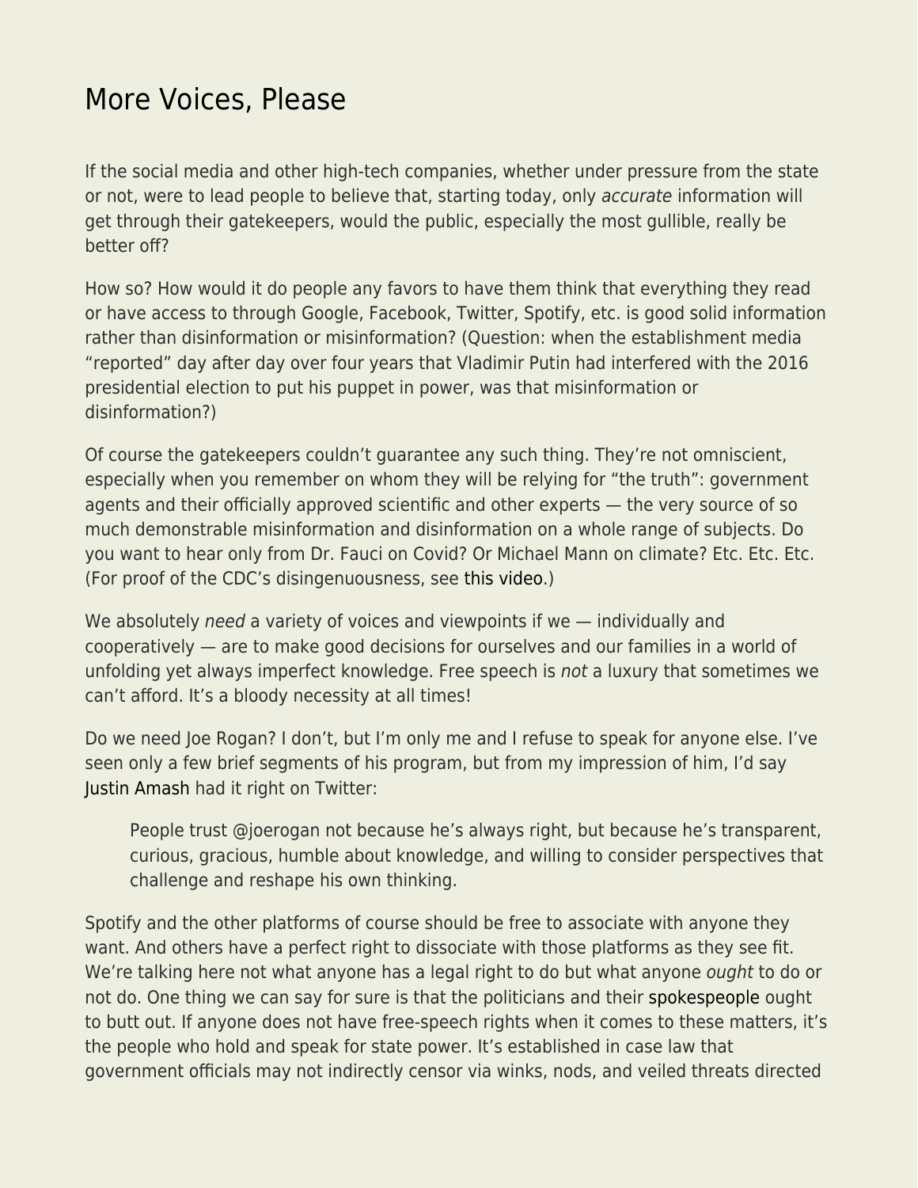# More Voices, Please

If the social media and other high-tech companies, whether under pressure from the state or not, were to lead people to believe that, starting today, only *accurate* information will get through their gatekeepers, would the public, especially the most gullible, really be better off?

How so? How would it do people any favors to have them think that everything they read or have access to through Google, Facebook, Twitter, Spotify, etc. is good solid information rather than disinformation or misinformation? (Question: when the establishment media "reported" day after day over four years that Vladimir Putin had interfered with the 2016 presidential election to put his puppet in power, was that misinformation or disinformation?)

Of course the gatekeepers couldn't guarantee any such thing. They're not omniscient, especially when you remember on whom they will be relying for "the truth": government agents and their officially approved scientific and other experts — the very source of so much demonstrable misinformation and disinformation on a whole range of subjects. Do you want to hear only from Dr. Fauci on Covid? Or Michael Mann on climate? Etc. Etc. Etc. (For proof of the CDC's disingenuousness, see this video.)

We absolutely *need* a variety of voices and viewpoints if we — individually and cooperatively — are to make good decisions for ourselves and our families in a world of unfolding yet always imperfect knowledge. Free speech is *not* a luxury that sometimes we can't afford. It's a bloody necessity at all times!

Do we need Joe Rogan? I don't, but I'm only me and I refuse to speak for anyone else. I've seen only a few brief segments of his program, but from my impression of him, I'd say Justin Amash had it right on Twitter:

> People trust @joerogan not because he's always right, but because he's transparent, curious, gracious, humble about knowledge, and willing to consider perspectives that challenge and reshape his own thinking.

Spotify and the other platforms of course should be free to associate with anyone they want. And others have a perfect right to dissociate with those platforms as they see fit. We're talking here not what anyone has a legal right to do but what anyone *ought* to do or not do. One thing we can say for sure is that the politicians and their spokespeople ought to butt out. If anyone does not have free-speech rights when it comes to these matters, it's the people who hold and speak for state power. It's established in case law that government officials may not indirectly censor via winks, nods, and veiled threats directed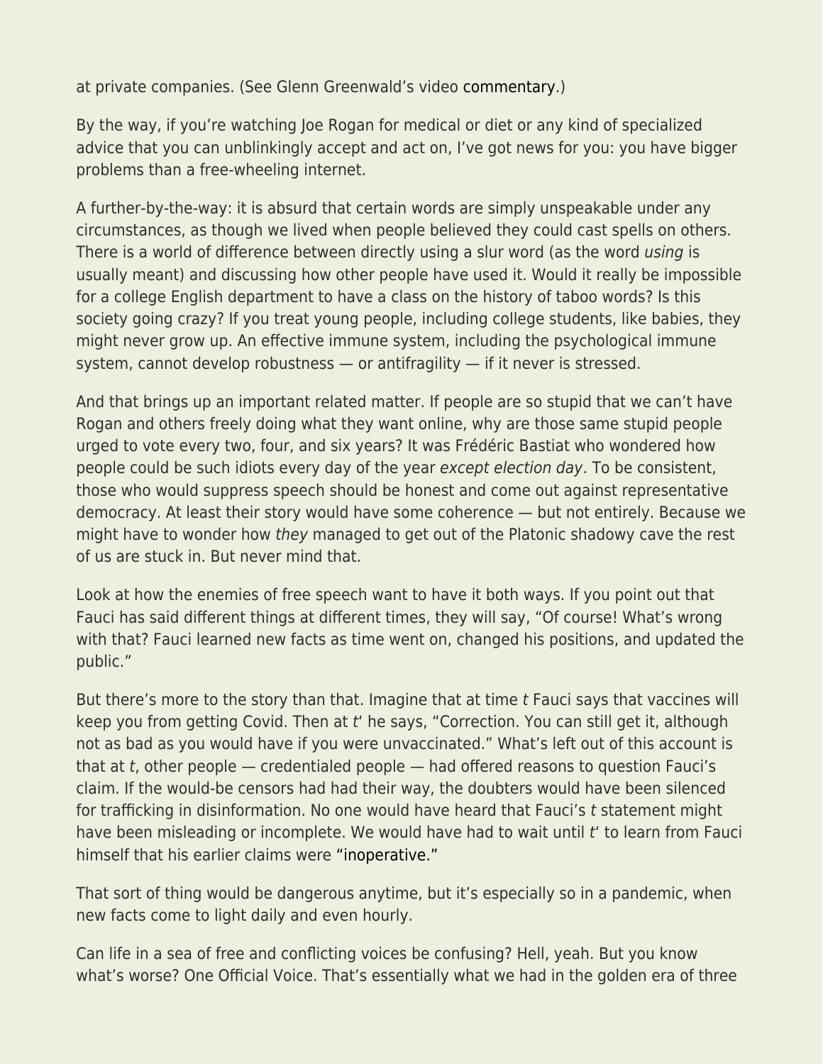at private companies. (See Glenn Greenwald's video commentary.)

By the way, if you're watching Joe Rogan for medical or diet or any kind of specialized advice that you can unblinkingly accept and act on, I've got news for you: you have bigger problems than a free-wheeling internet.

A further-by-the-way: it is absurd that certain words are simply unspeakable under any circumstances, as though we lived when people believed they could cast spells on others. There is a world of difference between directly using a slur word (as the word *using* is usually meant) and discussing how other people have used it. Would it really be impossible for a college English department to have a class on the history of taboo words? Is this society going crazy? If you treat young people, including college students, like babies, they might never grow up. An effective immune system, including the psychological immune system, cannot develop robustness — or antifragility — if it never is stressed.

And that brings up an important related matter. If people are so stupid that we can't have Rogan and others freely doing what they want online, why are those same stupid people urged to vote every two, four, and six years? It was Frédéric Bastiat who wondered how people could be such idiots every day of the year *except election day*. To be consistent, those who would suppress speech should be honest and come out against representative democracy. At least their story would have some coherence — but not entirely. Because we might have to wonder how *they* managed to get out of the Platonic shadowy cave the rest of us are stuck in. But never mind that.

Look at how the enemies of free speech want to have it both ways. If you point out that Fauci has said different things at different times, they will say, "Of course! What's wrong with that? Fauci learned new facts as time went on, changed his positions, and updated the public."

But there's more to the story than that. Imagine that at time *t* Fauci says that vaccines will keep you from getting Covid. Then at *t*' he says, "Correction. You can still get it, although not as bad as you would have if you were unvaccinated." What's left out of this account is that at *t*, other people — credentialed people — had offered reasons to question Fauci's claim. If the would-be censors had had their way, the doubters would have been silenced for trafficking in disinformation. No one would have heard that Fauci's *t* statement might have been misleading or incomplete. We would have had to wait until *t*' to learn from Fauci himself that his earlier claims were "inoperative."

That sort of thing would be dangerous anytime, but it's especially so in a pandemic, when new facts come to light daily and even hourly.

Can life in a sea of free and conflicting voices be confusing? Hell, yeah. But you know what's worse? One Official Voice. That's essentially what we had in the golden era of three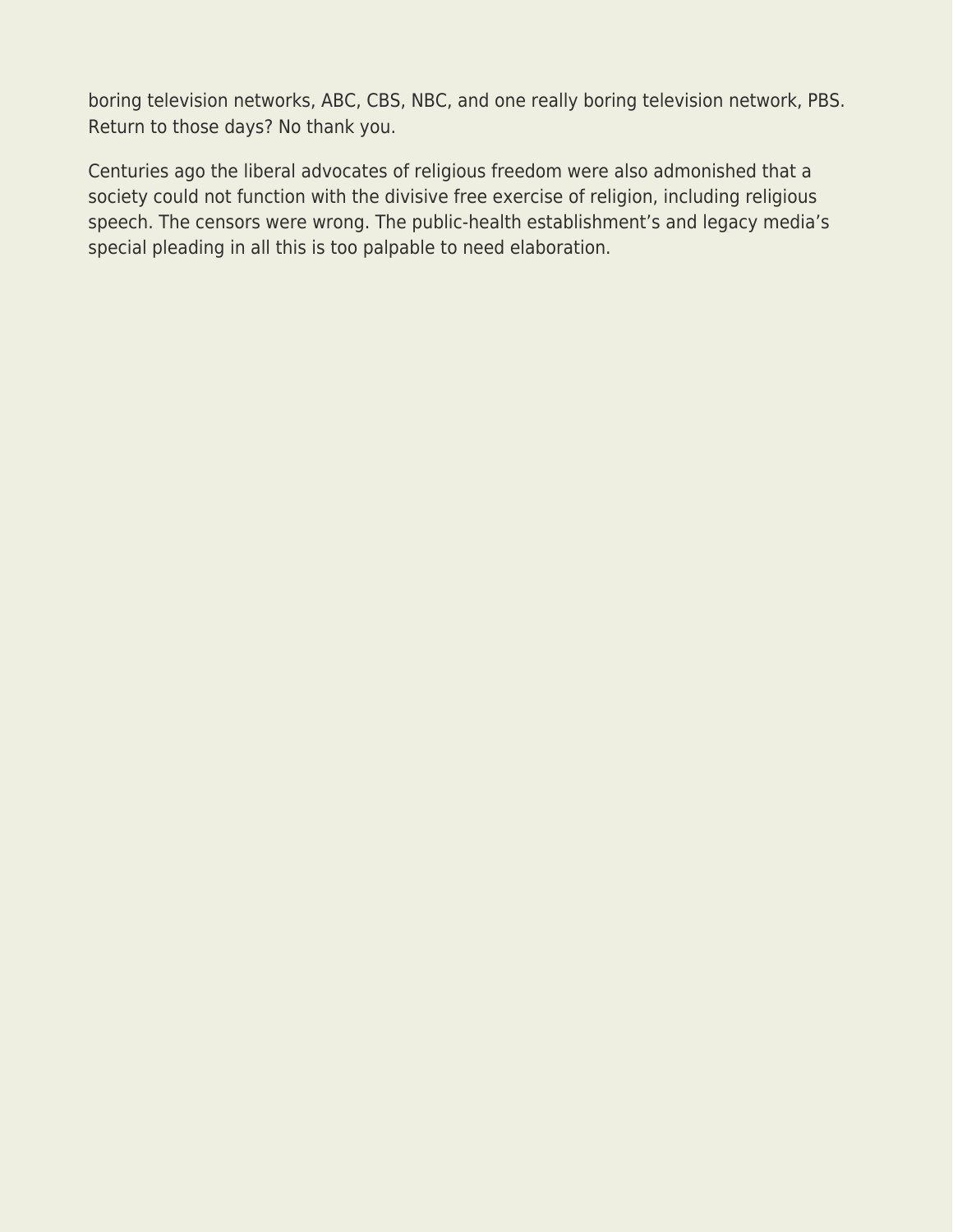boring television networks, ABC, CBS, NBC, and one really boring television network, PBS. Return to those days? No thank you.

Centuries ago the liberal advocates of religious freedom were also admonished that a society could not function with the divisive free exercise of religion, including religious speech. The censors were wrong. The public-health establishment's and legacy media's special pleading in all this is too palpable to need elaboration.